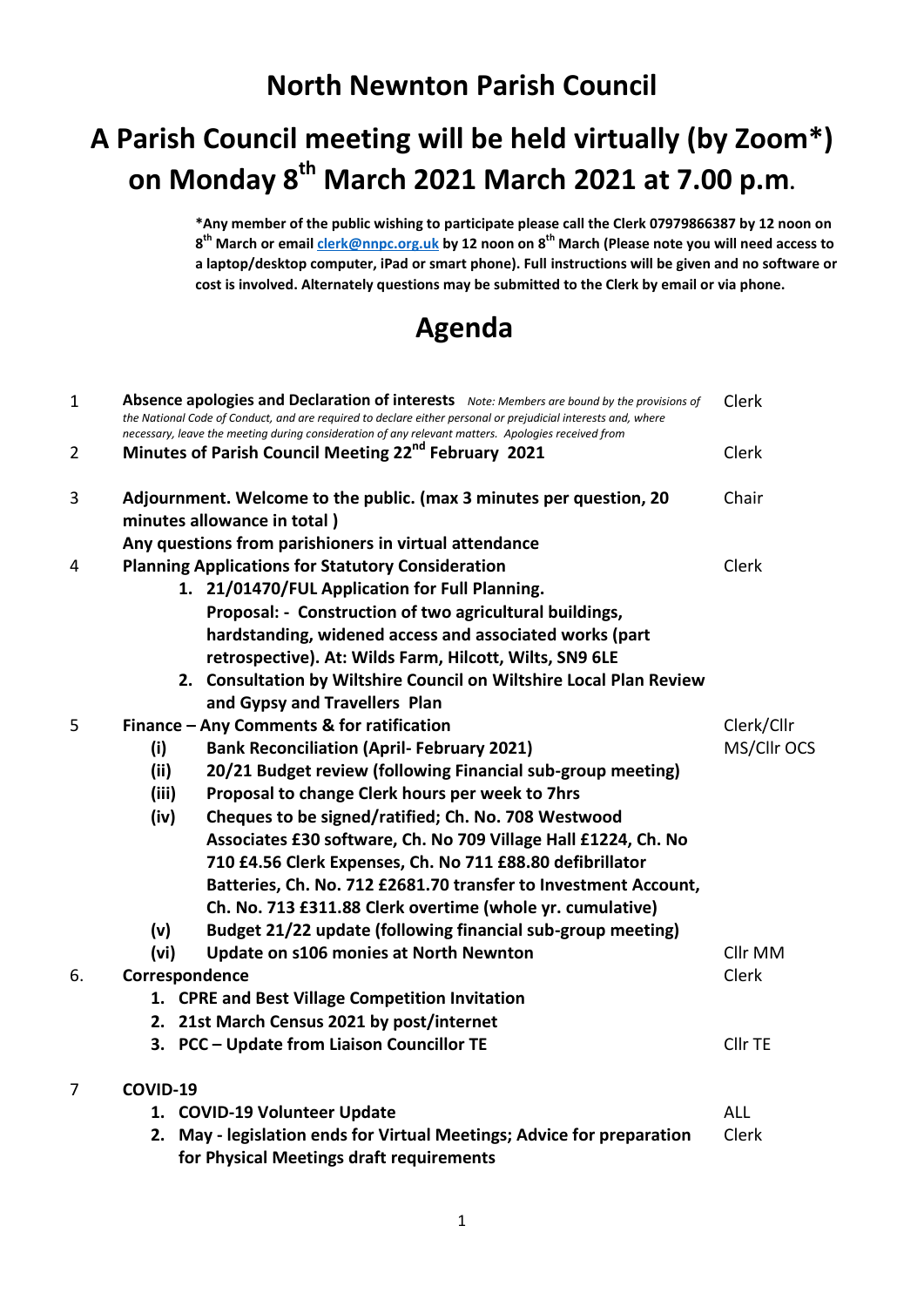# North Newnton Parish Council

# A Parish Council meeting will be held virtually (by Zoom*) on Monday 8th March 2021 March 2021 at 7.00 p.m.

**\*Any member of the public wishing to participate please call the Clerk 07979866387 by 12 noon on 8th March or email [clerk@nnpc.org.uk](mailto:clerk@nnpc.org.uk) by 12 noon on 8th March (Please note you will need access to a laptop/desktop computer, iPad or smart phone). Full instructions will be given and no software or cost is involved. Alternately questions may be submitted to the Clerk by email or via phone.**

## Agenda

| | | |
|---|---|---|
| 1 | **Absence apologies and Declaration of interests** *Note: Members are bound by the provisions of the National Code of Conduct, and are required to declare either personal or prejudicial interests and, where necessary, leave the meeting during consideration of any relevant matters. Apologies received from* | Clerk |
| 2 | **Minutes of Parish Council Meeting 22nd February 2021** | Clerk |
| 3 | **Adjournment. Welcome to the public. (max 3 minutes per question, 20 minutes allowance in total )**<br>**Any questions from parishioners in virtual attendance** | Chair |
| 4 | **Planning Applications for Statutory Consideration**<br>1. **21/01470/FUL Application for Full Planning. Proposal: - Construction of two agricultural buildings, hardstanding, widened access and associated works (part retrospective). At: Wilds Farm, Hilcott, Wilts, SN9 6LE**<br>2. **Consultation by Wiltshire Council on Wiltshire Local Plan Review and Gypsy and Travellers Plan** | Clerk |
| 5 | **Finance – Any Comments & for ratification**<br>**(i) Bank Reconciliation (April- February 2021)**<br>**(ii) 20/21 Budget review (following Financial sub-group meeting)**<br>**(iii) Proposal to change Clerk hours per week to 7hrs**<br>**(iv) Cheques to be signed/ratified; Ch. No. 708 Westwood Associates £30 software, Ch. No 709 Village Hall £1224, Ch. No 710 £4.56 Clerk Expenses, Ch. No 711 £88.80 defibrillator Batteries, Ch. No. 712 £2681.70 transfer to Investment Account, Ch. No. 713 £311.88 Clerk overtime (whole yr. cumulative)**<br>**(v) Budget 21/22 update (following financial sub-group meeting)**<br>**(vi) Update on s106 monies at North Newnton** | Clerk/Cllr MS/Cllr OCS<br><br><br><br><br><br><br><br><br><br>Cllr MM |
| 6. | **Correspondence**<br>1. **CPRE and Best Village Competition Invitation**<br>2. **21st March Census 2021 by post/internet**<br>3. **PCC – Update from Liaison Councillor TE** | Clerk<br><br><br>Cllr TE |
| 7 | **COVID-19**<br>1. **COVID-19 Volunteer Update**<br>2. **May - legislation ends for Virtual Meetings; Advice for preparation for Physical Meetings draft requirements** | <br>ALL<br>Clerk |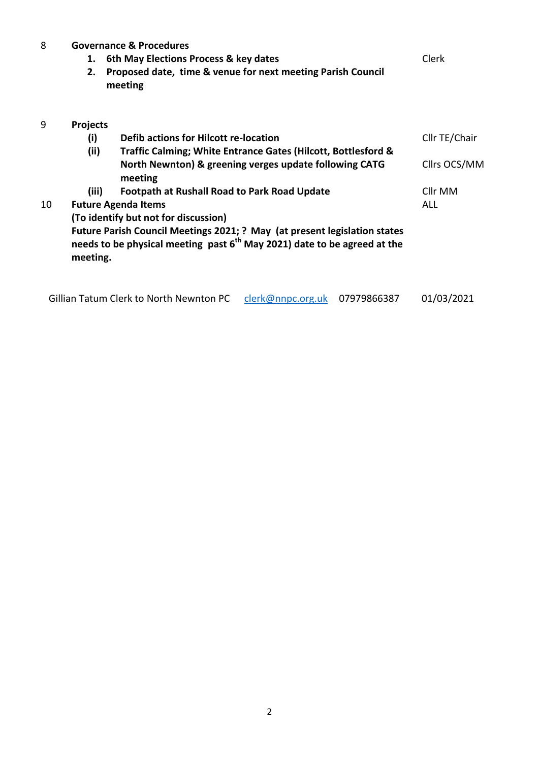| | | |
|---|---|---|
| 8 | **Governance & Procedures** | |
| | **1. 6th May Elections Process & key dates** | Clerk |
| | **2. Proposed date, time & venue for next meeting Parish Council meeting** | |
| 9 | **Projects** | |
| | **(i) Defib actions for Hilcott re-location** | Cllr TE/Chair |
| | **(ii) Traffic Calming; White Entrance Gates (Hilcott, Bottlesford & North Newnton) & greening verges update following CATG meeting** | Cllrs OCS/MM |
| | **(iii) Footpath at Rushall Road to Park Road Update** | Cllr MM |
| 10 | **Future Agenda Items** | ALL |
| | **(To identify but not for discussion)** | |
| | **Future Parish Council Meetings 2021; ? May (at present legislation states needs to be physical meeting past 6th May 2021) date to be agreed at the meeting.** | |

Gillian Tatum Clerk to North Newnton PC clerk@nnpc.org.uk 07979866387 01/03/2021